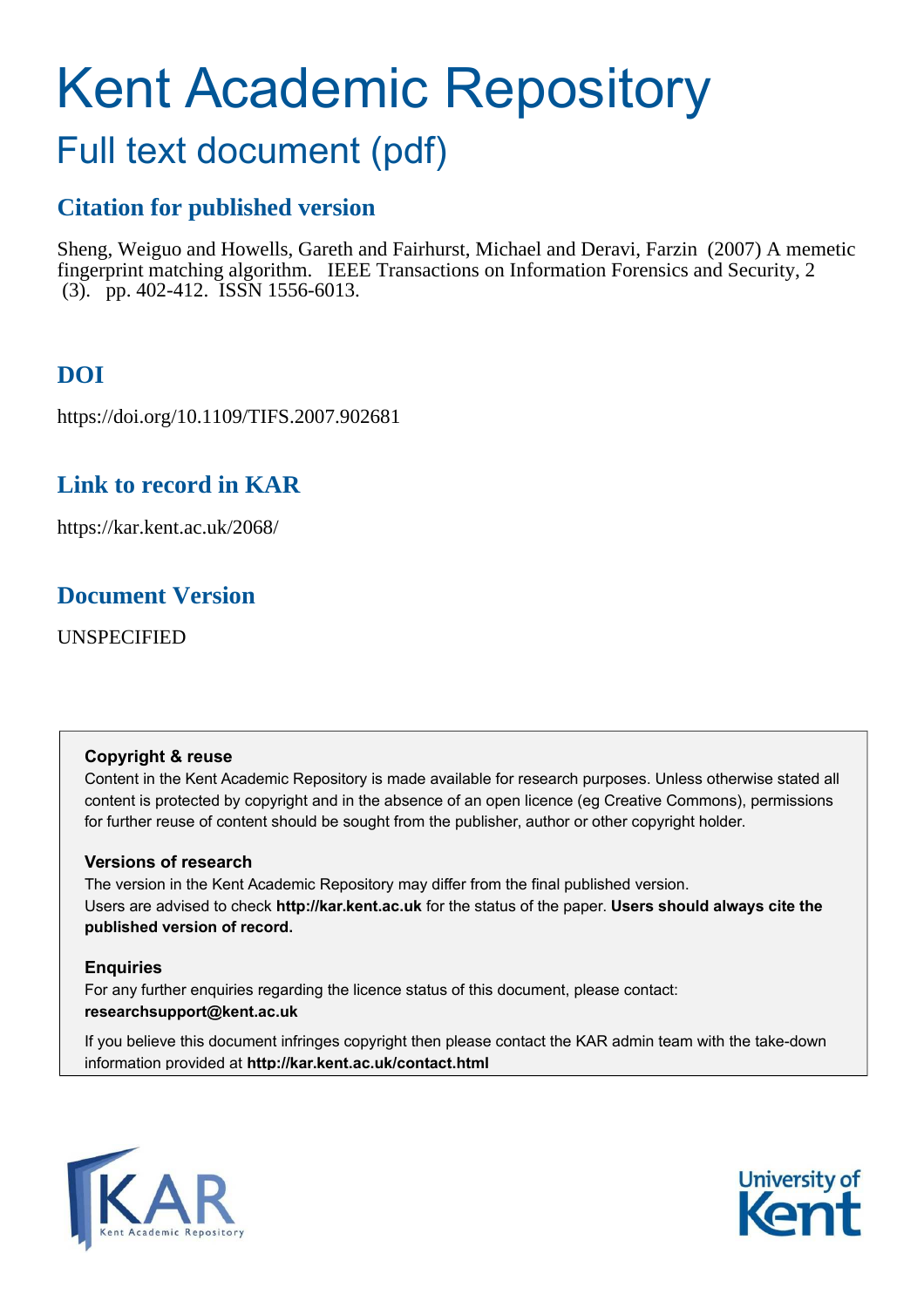# Kent Academic Repository

## Full text document (pdf)

### Citation for published version

Sheng, Weiguo and Howells, Gareth and Fairhurst, Michael and Deravi, Farzin (2007) A memetic fingerprint matching algorithm. IEEE Transactions on Information Forensics and Security, 2 (3). pp. 402-412. ISSN 1556-6013.

### DOI

https://doi.org/10.1109/TIFS.2007.902681

### Link to record in KAR

https://kar.kent.ac.uk/2068/

### Document Version

UNSPECIFIED

**Copyright & reuse**

Content in the Kent Academic Repository is made available for research purposes. Unless otherwise stated all content is protected by copyright and in the absence of an open licence (eg Creative Commons), permissions for further reuse of content should be sought from the publisher, author or other copyright holder.

**Versions of research**

The version in the Kent Academic Repository may differ from the final published version. Users are advised to check **http://kar.kent.ac.uk** for the status of the paper. **Users should always cite the published version of record.**

**Enquiries**

For any further enquiries regarding the licence status of this document, please contact: **researchsupport@kent.ac.uk**

If you believe this document infringes copyright then please contact the KAR admin team with the take-down information provided at **http://kar.kent.ac.uk/contact.html**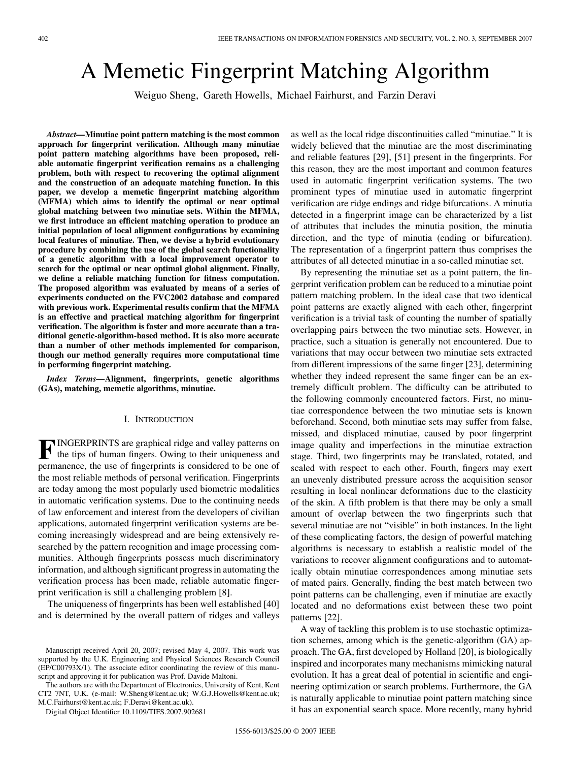# A Memetic Fingerprint Matching Algorithm

Weiguo Sheng, Gareth Howells, Michael Fairhurst, and Farzin Deravi

***Abstract*—Minutiae point pattern matching is the most common approach for fingerprint verification. Although many minutiae point pattern matching algorithms have been proposed, reliable automatic fingerprint verification remains as a challenging problem, both with respect to recovering the optimal alignment and the construction of an adequate matching function. In this paper, we develop a memetic fingerprint matching algorithm (MFMA) which aims to identify the optimal or near optimal global matching between two minutiae sets. Within the MFMA, we first introduce an efficient matching operation to produce an initial population of local alignment configurations by examining local features of minutiae. Then, we devise a hybrid evolutionary procedure by combining the use of the global search functionality of a genetic algorithm with a local improvement operator to search for the optimal or near optimal global alignment. Finally, we define a reliable matching function for fitness computation. The proposed algorithm was evaluated by means of a series of experiments conducted on the FVC2002 database and compared with previous work. Experimental results confirm that the MFMA is an effective and practical matching algorithm for fingerprint verification. The algorithm is faster and more accurate than a traditional genetic-algorithm-based method. It is also more accurate than a number of other methods implemented for comparison, though our method generally requires more computational time in performing fingerprint matching.**

***Index Terms*—Alignment, fingerprints, genetic algorithms (GAs), matching, memetic algorithms, minutiae.**

## I. Introduction

FINGERPRINTS are graphical ridge and valley patterns on the tips of human fingers. Owing to their uniqueness and permanence, the use of fingerprints is considered to be one of the most reliable methods of personal verification. Fingerprints are today among the most popularly used biometric modalities in automatic verification systems. Due to the continuing needs of law enforcement and interest from the developers of civilian applications, automated fingerprint verification systems are becoming increasingly widespread and are being extensively researched by the pattern recognition and image processing communities. Although fingerprints possess much discriminatory information, and although significant progress in automating the verification process has been made, reliable automatic fingerprint verification is still a challenging problem [8].

The uniqueness of fingerprints has been well established [40] and is determined by the overall pattern of ridges and valleys as well as the local ridge discontinuities called "minutiae." It is widely believed that the minutiae are the most discriminating and reliable features [29], [51] present in the fingerprints. For this reason, they are the most important and common features used in automatic fingerprint verification systems. The two prominent types of minutiae used in automatic fingerprint verification are ridge endings and ridge bifurcations. A minutia detected in a fingerprint image can be characterized by a list of attributes that includes the minutia position, the minutia direction, and the type of minutia (ending or bifurcation). The representation of a fingerprint pattern thus comprises the attributes of all detected minutiae in a so-called minutiae set.

By representing the minutiae set as a point pattern, the fingerprint verification problem can be reduced to a minutiae point pattern matching problem. In the ideal case that two identical point patterns are exactly aligned with each other, fingerprint verification is a trivial task of counting the number of spatially overlapping pairs between the two minutiae sets. However, in practice, such a situation is generally not encountered. Due to variations that may occur between two minutiae sets extracted from different impressions of the same finger [23], determining whether they indeed represent the same finger can be an extremely difficult problem. The difficulty can be attributed to the following commonly encountered factors. First, no minutiae correspondence between the two minutiae sets is known beforehand. Second, both minutiae sets may suffer from false, missed, and displaced minutiae, caused by poor fingerprint image quality and imperfections in the minutiae extraction stage. Third, two fingerprints may be translated, rotated, and scaled with respect to each other. Fourth, fingers may exert an unevenly distributed pressure across the acquisition sensor resulting in local nonlinear deformations due to the elasticity of the skin. A fifth problem is that there may be only a small amount of overlap between the two fingerprints such that several minutiae are not "visible" in both instances. In the light of these complicating factors, the design of powerful matching algorithms is necessary to establish a realistic model of the variations to recover alignment configurations and to automatically obtain minutiae correspondences among minutiae sets of mated pairs. Generally, finding the best match between two point patterns can be challenging, even if minutiae are exactly located and no deformations exist between these two point patterns [22].

A way of tackling this problem is to use stochastic optimization schemes, among which is the genetic-algorithm (GA) approach. The GA, first developed by Holland [20], is biologically inspired and incorporates many mechanisms mimicking natural evolution. It has a great deal of potential in scientific and engineering optimization or search problems. Furthermore, the GA is naturally applicable to minutiae point pattern matching since it has an exponential search space. More recently, many hybrid

Manuscript received April 20, 2007; revised May 4, 2007. This work was supported by the U.K. Engineering and Physical Sciences Research Council (EP/C00793X/1). The associate editor coordinating the review of this manuscript and approving it for publication was Prof. Davide Maltoni.

The authors are with the Department of Electronics, University of Kent, Kent CT2 7NT, U.K. (e-mail: W.Sheng@kent.ac.uk; W.G.J.Howells@kent.ac.uk; M.C.Fairhurst@kent.ac.uk; F.Deravi@kent.ac.uk).

Digital Object Identifier 10.1109/TIFS.2007.902681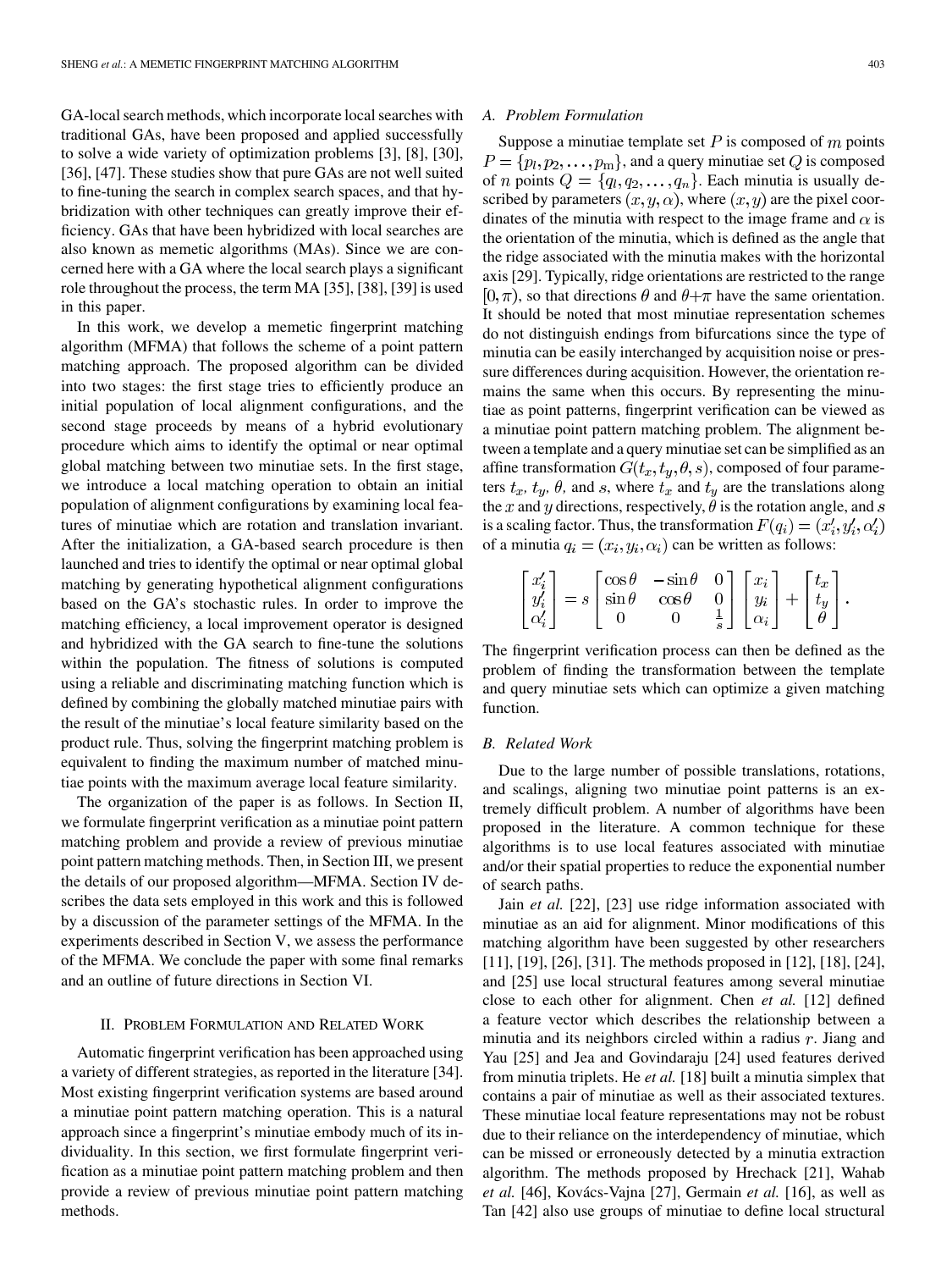GA-local search methods, which incorporate local searches with traditional GAs, have been proposed and applied successfully to solve a wide variety of optimization problems [3], [8], [30], [36], [47]. These studies show that pure GAs are not well suited to fine-tuning the search in complex search spaces, and that hybridization with other techniques can greatly improve their efficiency. GAs that have been hybridized with local searches are also known as memetic algorithms (MAs). Since we are concerned here with a GA where the local search plays a significant role throughout the process, the term MA [35], [38], [39] is used in this paper.

In this work, we develop a memetic fingerprint matching algorithm (MFMA) that follows the scheme of a point pattern matching approach. The proposed algorithm can be divided into two stages: the first stage tries to efficiently produce an initial population of local alignment configurations, and the second stage proceeds by means of a hybrid evolutionary procedure which aims to identify the optimal or near optimal global matching between two minutiae sets. In the first stage, we introduce a local matching operation to obtain an initial population of alignment configurations by examining local features of minutiae which are rotation and translation invariant. After the initialization, a GA-based search procedure is then launched and tries to identify the optimal or near optimal global matching by generating hypothetical alignment configurations based on the GA's stochastic rules. In order to improve the matching efficiency, a local improvement operator is designed and hybridized with the GA search to fine-tune the solutions within the population. The fitness of solutions is computed using a reliable and discriminating matching function which is defined by combining the globally matched minutiae pairs with the result of the minutiae's local feature similarity based on the product rule. Thus, solving the fingerprint matching problem is equivalent to finding the maximum number of matched minutiae points with the maximum average local feature similarity.

The organization of the paper is as follows. In Section II, we formulate fingerprint verification as a minutiae point pattern matching problem and provide a review of previous minutiae point pattern matching methods. Then, in Section III, we present the details of our proposed algorithm—MFMA. Section IV describes the data sets employed in this work and this is followed by a discussion of the parameter settings of the MFMA. In the experiments described in Section V, we assess the performance of the MFMA. We conclude the paper with some final remarks and an outline of future directions in Section VI.

## II. Problem Formulation and Related Work

Automatic fingerprint verification has been approached using a variety of different strategies, as reported in the literature [34]. Most existing fingerprint verification systems are based around a minutiae point pattern matching operation. This is a natural approach since a fingerprint's minutiae embody much of its individuality. In this section, we first formulate fingerprint verification as a minutiae point pattern matching problem and then provide a review of previous minutiae point pattern matching methods.

### A. Problem Formulation

Suppose a minutiae template set $P$ is composed of $m$ points $P = \{p_l, p_2, \ldots, p_m\}$, and a query minutiae set $Q$ is composed of $n$ points $Q = \{q_l, q_2, \ldots, q_n\}$. Each minutia is usually described by parameters $(x, y, \alpha)$, where $(x, y)$ are the pixel coordinates of the minutia with respect to the image frame and $\alpha$ is the orientation of the minutia, which is defined as the angle that the ridge associated with the minutia makes with the horizontal axis [29]. Typically, ridge orientations are restricted to the range $[0, \pi)$, so that directions $\theta$ and $\theta + \pi$ have the same orientation. It should be noted that most minutiae representation schemes do not distinguish endings from bifurcations since the type of minutia can be easily interchanged by acquisition noise or pressure differences during acquisition. However, the orientation remains the same when this occurs. By representing the minutiae as point patterns, fingerprint verification can be viewed as a minutiae point pattern matching problem. The alignment between a template and a query minutiae set can be simplified as an affine transformation $G(t_x, t_y, \theta, s)$, composed of four parameters $t_x$, $t_y$, $\theta$, and $s$, where $t_x$ and $t_y$ are the translations along the $x$ and $y$ directions, respectively, $\theta$ is the rotation angle, and $s$ is a scaling factor. Thus, the transformation $F(q_i) = (x'_i, y'_i, \alpha'_i)$ of a minutia $q_i = (x_i, y_i, \alpha_i)$ can be written as follows:

$$\begin{bmatrix} x'_i \\ y'_i \\ \alpha'_i \end{bmatrix} = s \begin{bmatrix} \cos\theta & -\sin\theta & 0 \\ \sin\theta & \cos\theta & 0 \\ 0 & 0 & \frac{1}{s} \end{bmatrix} \begin{bmatrix} x_i \\ y_i \\ \alpha_i \end{bmatrix} + \begin{bmatrix} t_x \\ t_y \\ \theta \end{bmatrix}.$$

The fingerprint verification process can then be defined as the problem of finding the transformation between the template and query minutiae sets which can optimize a given matching function.

### B. Related Work

Due to the large number of possible translations, rotations, and scalings, aligning two minutiae point patterns is an extremely difficult problem. A number of algorithms have been proposed in the literature. A common technique for these algorithms is to use local features associated with minutiae and/or their spatial properties to reduce the exponential number of search paths.

Jain *et al.* [22], [23] use ridge information associated with minutiae as an aid for alignment. Minor modifications of this matching algorithm have been suggested by other researchers [11], [19], [26], [31]. The methods proposed in [12], [18], [24], and [25] use local structural features among several minutiae close to each other for alignment. Chen *et al.* [12] defined a feature vector which describes the relationship between a minutia and its neighbors circled within a radius $r$. Jiang and Yau [25] and Jea and Govindaraju [24] used features derived from minutia triplets. He *et al.* [18] built a minutia simplex that contains a pair of minutiae as well as their associated textures. These minutiae local feature representations may not be robust due to their reliance on the interdependency of minutiae, which can be missed or erroneously detected by a minutia extraction algorithm. The methods proposed by Hrechack [21], Wahab *et al.* [46], Kovács-Vajna [27], Germain *et al.* [16], as well as Tan [42] also use groups of minutiae to define local structural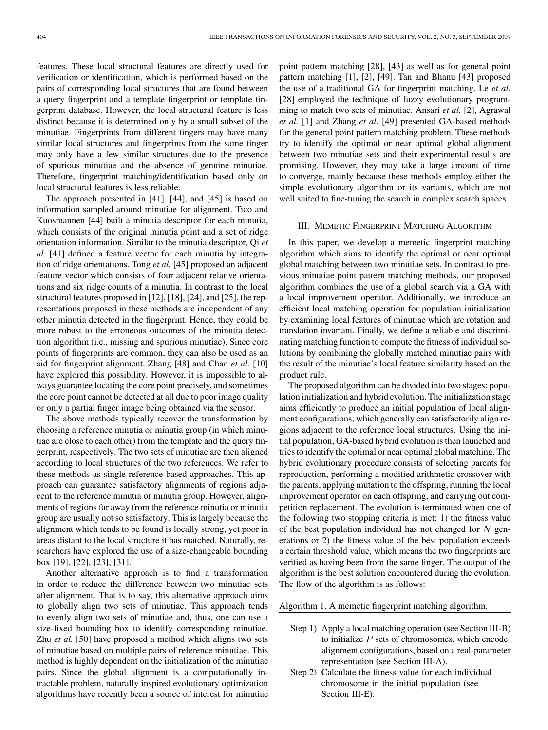features. These local structural features are directly used for verification or identification, which is performed based on the pairs of corresponding local structures that are found between a query fingerprint and a template fingerprint or template fingerprint database. However, the local structural feature is less distinct because it is determined only by a small subset of the minutiae. Fingerprints from different fingers may have many similar local structures and fingerprints from the same finger may only have a few similar structures due to the presence of spurious minutiae and the absence of genuine minutiae. Therefore, fingerprint matching/identification based only on local structural features is less reliable.

The approach presented in [41], [44], and [45] is based on information sampled around minutiae for alignment. Tico and Kuosmannen [44] built a minutia descriptor for each minutia, which consists of the original minutia point and a set of ridge orientation information. Similar to the minutia descriptor, Qi *et al.* [41] defined a feature vector for each minutia by integration of ridge orientations. Tong *et al.* [45] proposed an adjacent feature vector which consists of four adjacent relative orientations and six ridge counts of a minutia. In contrast to the local structural features proposed in [12], [18], [24], and [25], the representations proposed in these methods are independent of any other minutia detected in the fingerprint. Hence, they could be more robust to the erroneous outcomes of the minutia detection algorithm (i.e., missing and spurious minutiae). Since core points of fingerprints are common, they can also be used as an aid for fingerprint alignment. Zhang [48] and Chan *et al.* [10] have explored this possibility. However, it is impossible to always guarantee locating the core point precisely, and sometimes the core point cannot be detected at all due to poor image quality or only a partial finger image being obtained via the sensor.

The above methods typically recover the transformation by choosing a reference minutia or minutia group (in which minutiae are close to each other) from the template and the query fingerprint, respectively. The two sets of minutiae are then aligned according to local structures of the two references. We refer to these methods as single-reference-based approaches. This approach can guarantee satisfactory alignments of regions adjacent to the reference minutia or minutia group. However, alignments of regions far away from the reference minutia or minutia group are usually not so satisfactory. This is largely because the alignment which tends to be found is locally strong, yet poor in areas distant to the local structure it has matched. Naturally, researchers have explored the use of a size-changeable bounding box [19], [22], [23], [31].

Another alternative approach is to find a transformation in order to reduce the difference between two minutiae sets after alignment. That is to say, this alternative approach aims to globally align two sets of minutiae. This approach tends to evenly align two sets of minutiae and, thus, one can use a size-fixed bounding box to identify corresponding minutiae. Zhu *et al.* [50] have proposed a method which aligns two sets of minutiae based on multiple pairs of reference minutiae. This method is highly dependent on the initialization of the minutiae pairs. Since the global alignment is a computationally intractable problem, naturally inspired evolutionary optimization algorithms have recently been a source of interest for minutiae point pattern matching [28], [43] as well as for general point pattern matching [1], [2], [49]. Tan and Bhanu [43] proposed the use of a traditional GA for fingerprint matching. Le *et al.* [28] employed the technique of fuzzy evolutionary programming to match two sets of minutiae. Ansari *et al.* [2], Agrawal *et al.* [1] and Zhang *et al.* [49] presented GA-based methods for the general point pattern matching problem. These methods try to identify the optimal or near optimal global alignment between two minutiae sets and their experimental results are promising. However, they may take a large amount of time to converge, mainly because these methods employ either the simple evolutionary algorithm or its variants, which are not well suited to fine-tuning the search in complex search spaces.

## III. Memetic Fingerprint Matching Algorithm

In this paper, we develop a memetic fingerprint matching algorithm which aims to identify the optimal or near optimal global matching between two minutiae sets. In contrast to previous minutiae point pattern matching methods, our proposed algorithm combines the use of a global search via a GA with a local improvement operator. Additionally, we introduce an efficient local matching operation for population initialization by examining local features of minutiae which are rotation and translation invariant. Finally, we define a reliable and discriminating matching function to compute the fitness of individual solutions by combining the globally matched minutiae pairs with the result of the minutiae's local feature similarity based on the product rule.

The proposed algorithm can be divided into two stages: population initialization and hybrid evolution. The initialization stage aims efficiently to produce an initial population of local alignment configurations, which generally can satisfactorily align regions adjacent to the reference local structures. Using the initial population, GA-based hybrid evolution is then launched and tries to identify the optimal or near optimal global matching. The hybrid evolutionary procedure consists of selecting parents for reproduction, performing a modified arithmetic crossover with the parents, applying mutation to the offspring, running the local improvement operator on each offspring, and carrying out competition replacement. The evolution is terminated when one of the following two stopping criteria is met: 1) the fitness value of the best population individual has not changed for $N$ generations or 2) the fitness value of the best population exceeds a certain threshold value, which means the two fingerprints are verified as having been from the same finger. The output of the algorithm is the best solution encountered during the evolution. The flow of the algorithm is as follows:

Algorithm 1. A memetic fingerprint matching algorithm.

- Step 1) Apply a local matching operation (see Section III-B) to initialize $P$ sets of chromosomes, which encode alignment configurations, based on a real-parameter representation (see Section III-A).
- Step 2) Calculate the fitness value for each individual chromosome in the initial population (see Section III-E).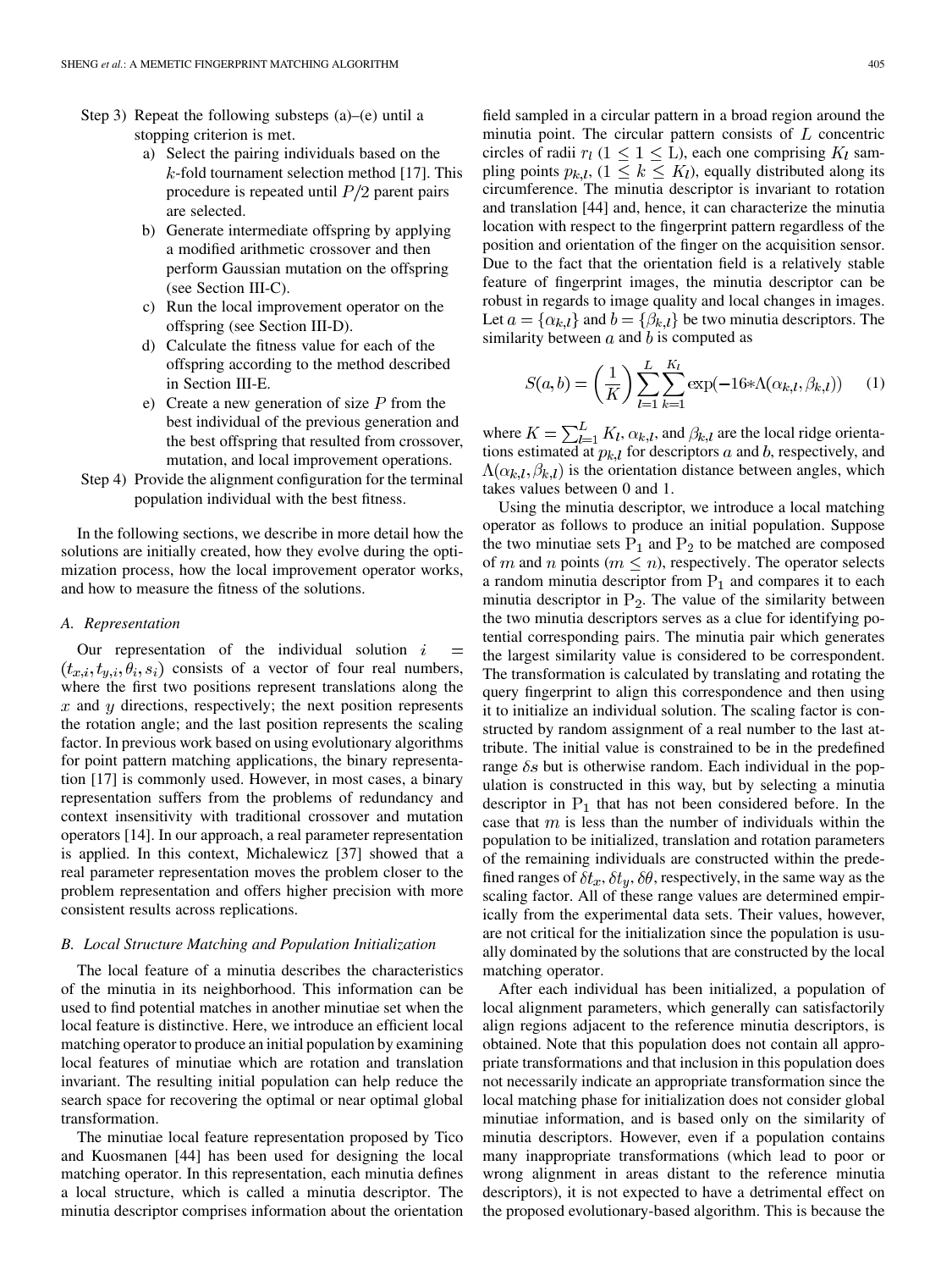Step 3) Repeat the following substeps (a)–(e) until a stopping criterion is met.

a) Select the pairing individuals based on the $k$-fold tournament selection method [17]. This procedure is repeated until $P/2$ parent pairs are selected.
b) Generate intermediate offspring by applying a modified arithmetic crossover and then perform Gaussian mutation on the offspring (see Section III-C).
c) Run the local improvement operator on the offspring (see Section III-D).
d) Calculate the fitness value for each of the offspring according to the method described in Section III-E.
e) Create a new generation of size $P$ from the best individual of the previous generation and the best offspring that resulted from crossover, mutation, and local improvement operations.

Step 4) Provide the alignment configuration for the terminal population individual with the best fitness.

In the following sections, we describe in more detail how the solutions are initially created, how they evolve during the optimization process, how the local improvement operator works, and how to measure the fitness of the solutions.

### A. Representation

Our representation of the individual solution $i = (t_{x,i}, t_{y,i}, \theta_i, s_i)$ consists of a vector of four real numbers, where the first two positions represent translations along the $x$ and $y$ directions, respectively; the next position represents the rotation angle; and the last position represents the scaling factor. In previous work based on using evolutionary algorithms for point pattern matching applications, the binary representation [17] is commonly used. However, in most cases, a binary representation suffers from the problems of redundancy and context insensitivity with traditional crossover and mutation operators [14]. In our approach, a real parameter representation is applied. In this context, Michalewicz [37] showed that a real parameter representation moves the problem closer to the problem representation and offers higher precision with more consistent results across replications.

### B. Local Structure Matching and Population Initialization

The local feature of a minutia describes the characteristics of the minutia in its neighborhood. This information can be used to find potential matches in another minutiae set when the local feature is distinctive. Here, we introduce an efficient local matching operator to produce an initial population by examining local features of minutiae which are rotation and translation invariant. The resulting initial population can help reduce the search space for recovering the optimal or near optimal global transformation.

The minutiae local feature representation proposed by Tico and Kuosmanen [44] has been used for designing the local matching operator. In this representation, each minutia defines a local structure, which is called a minutia descriptor. The minutia descriptor comprises information about the orientation field sampled in a circular pattern in a broad region around the minutia point. The circular pattern consists of $L$ concentric circles of radii $r_l$ $(1 \leq 1 \leq \mathrm{L})$, each one comprising $K_l$ sampling points $p_{k,l}$, $(1 \leq k \leq K_l)$, equally distributed along its circumference. The minutia descriptor is invariant to rotation and translation [44] and, hence, it can characterize the minutia location with respect to the fingerprint pattern regardless of the position and orientation of the finger on the acquisition sensor. Due to the fact that the orientation field is a relatively stable feature of fingerprint images, the minutia descriptor can be robust in regards to image quality and local changes in images. Let $a = \{\alpha_{k,l}\}$ and $b = \{\beta_{k,l}\}$ be two minutia descriptors. The similarity between $a$ and $b$ is computed as

$$S(a, b) = \left(\frac{1}{K}\right) \sum_{l=1}^{L} \sum_{k=1}^{K_l} \exp(-16 * \Lambda(\alpha_{k,l}, \beta_{k,l})) \quad (1)$$

where $K = \sum_{l=1}^{L} K_l$, $\alpha_{k,l}$, and $\beta_{k,l}$ are the local ridge orientations estimated at $p_{k,l}$ for descriptors $a$ and $b$, respectively, and $\Lambda(\alpha_{k,l}, \beta_{k,l})$ is the orientation distance between angles, which takes values between 0 and 1.

Using the minutia descriptor, we introduce a local matching operator as follows to produce an initial population. Suppose the two minutiae sets $\mathrm{P}_1$ and $\mathrm{P}_2$ to be matched are composed of $m$ and $n$ points $(m \leq n)$, respectively. The operator selects a random minutia descriptor from $\mathrm{P}_1$ and compares it to each minutia descriptor in $\mathrm{P}_2$. The value of the similarity between the two minutia descriptors serves as a clue for identifying potential corresponding pairs. The minutia pair which generates the largest similarity value is considered to be correspondent. The transformation is calculated by translating and rotating the query fingerprint to align this correspondence and then using it to initialize an individual solution. The scaling factor is constructed by random assignment of a real number to the last attribute. The initial value is constrained to be in the predefined range $\delta s$ but is otherwise random. Each individual in the population is constructed in this way, but by selecting a minutia descriptor in $\mathrm{P}_1$ that has not been considered before. In the case that $m$ is less than the number of individuals within the population to be initialized, translation and rotation parameters of the remaining individuals are constructed within the predefined ranges of $\delta t_x, \delta t_y, \delta\theta$, respectively, in the same way as the scaling factor. All of these range values are determined empirically from the experimental data sets. Their values, however, are not critical for the initialization since the population is usually dominated by the solutions that are constructed by the local matching operator.

After each individual has been initialized, a population of local alignment parameters, which generally can satisfactorily align regions adjacent to the reference minutia descriptors, is obtained. Note that this population does not contain all appropriate transformations and that inclusion in this population does not necessarily indicate an appropriate transformation since the local matching phase for initialization does not consider global minutiae information, and is based only on the similarity of minutia descriptors. However, even if a population contains many inappropriate transformations (which lead to poor or wrong alignment in areas distant to the reference minutia descriptors), it is not expected to have a detrimental effect on the proposed evolutionary-based algorithm. This is because the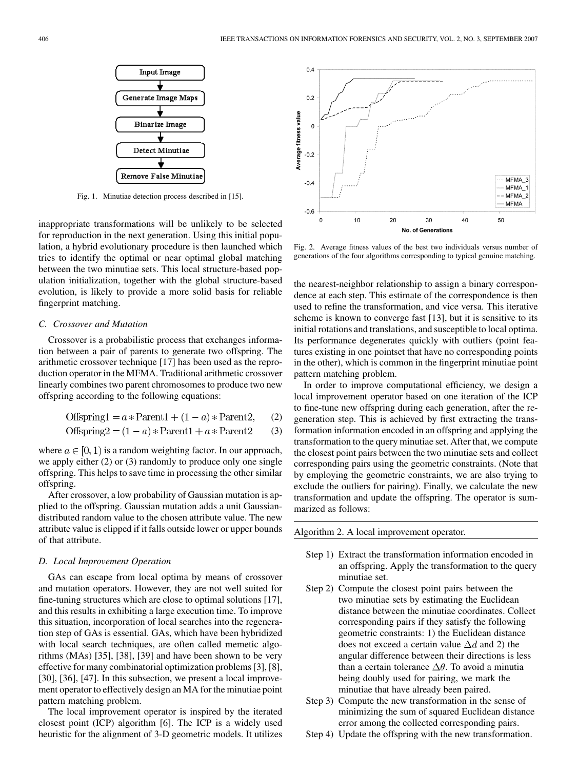Fig. 1. Minutiae detection process described in [15].

inappropriate transformations will be unlikely to be selected for reproduction in the next generation. Using this initial population, a hybrid evolutionary procedure is then launched which tries to identify the optimal or near optimal global matching between the two minutiae sets. This local structure-based population initialization, together with the global structure-based evolution, is likely to provide a more solid basis for reliable fingerprint matching.

### C. Crossover and Mutation

Crossover is a probabilistic process that exchanges information between a pair of parents to generate two offspring. The arithmetic crossover technique [17] has been used as the reproduction operator in the MFMA. Traditional arithmetic crossover linearly combines two parent chromosomes to produce two new offspring according to the following equations:

$$\text{Offspring1} = a * \text{Parent1} + (1 - a) * \text{Parent2}, \quad (2)$$

$$\text{Offspring2} = (1 - a) * \text{Parent1} + a * \text{Parent2} \quad (3)$$

where $a \in [0, 1)$ is a random weighting factor. In our approach, we apply either (2) or (3) randomly to produce only one single offspring. This helps to save time in processing the other similar offspring.

After crossover, a low probability of Gaussian mutation is applied to the offspring. Gaussian mutation adds a unit Gaussian-distributed random value to the chosen attribute value. The new attribute value is clipped if it falls outside lower or upper bounds of that attribute.

### D. Local Improvement Operation

GAs can escape from local optima by means of crossover and mutation operators. However, they are not well suited for fine-tuning structures which are close to optimal solutions [17], and this results in exhibiting a large execution time. To improve this situation, incorporation of local searches into the regeneration step of GAs is essential. GAs, which have been hybridized with local search techniques, are often called memetic algorithms (MAs) [35], [38], [39] and have been shown to be very effective for many combinatorial optimization problems [3], [8], [30], [36], [47]. In this subsection, we present a local improvement operator to effectively design an MA for the minutiae point pattern matching problem.

The local improvement operator is inspired by the iterated closest point (ICP) algorithm [6]. The ICP is a widely used heuristic for the alignment of 3-D geometric models. It utilizes the nearest-neighbor relationship to assign a binary correspondence at each step. This estimate of the correspondence is then used to refine the transformation, and vice versa. This iterative scheme is known to converge fast [13], but it is sensitive to its initial rotations and translations, and susceptible to local optima. Its performance degenerates quickly with outliers (point features existing in one pointset that have no corresponding points in the other), which is common in the fingerprint minutiae point pattern matching problem.

Fig. 2. Average fitness values of the best two individuals versus number of generations of the four algorithms corresponding to typical genuine matching.

In order to improve computational efficiency, we design a local improvement operator based on one iteration of the ICP to fine-tune new offspring during each generation, after the regeneration step. This is achieved by first extracting the transformation information encoded in an offspring and applying the transformation to the query minutiae set. After that, we compute the closest point pairs between the two minutiae sets and collect corresponding pairs using the geometric constraints. (Note that by employing the geometric constraints, we are also trying to exclude the outliers for pairing). Finally, we calculate the new transformation and update the offspring. The operator is summarized as follows:

Algorithm 2. A local improvement operator.

- Step 1) Extract the transformation information encoded in an offspring. Apply the transformation to the query minutiae set.
- Step 2) Compute the closest point pairs between the two minutiae sets by estimating the Euclidean distance between the minutiae coordinates. Collect corresponding pairs if they satisfy the following geometric constraints: 1) the Euclidean distance does not exceed a certain value $\Delta d$ and 2) the angular difference between their directions is less than a certain tolerance $\Delta\theta$. To avoid a minutia being doubly used for pairing, we mark the minutiae that have already been paired.
- Step 3) Compute the new transformation in the sense of minimizing the sum of squared Euclidean distance error among the collected corresponding pairs.
- Step 4) Update the offspring with the new transformation.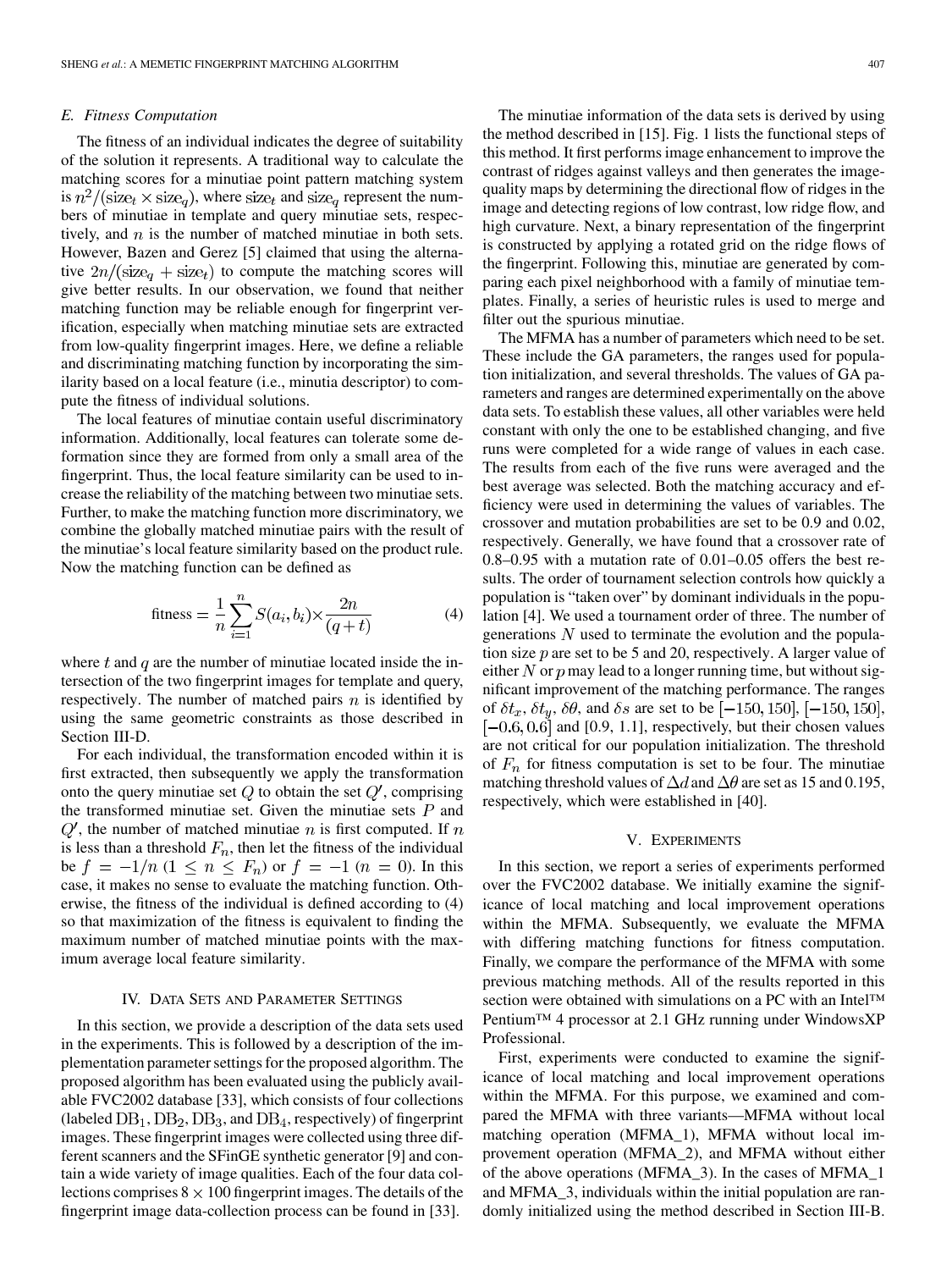### E. Fitness Computation

The fitness of an individual indicates the degree of suitability of the solution it represents. A traditional way to calculate the matching scores for a minutiae point pattern matching system is $n^2/(\text{size}_t \times \text{size}_q)$, where $\text{size}_t$ and $\text{size}_q$ represent the numbers of minutiae in template and query minutiae sets, respectively, and $n$ is the number of matched minutiae in both sets. However, Bazen and Gerez [5] claimed that using the alternative $2n/(\text{size}_q + \text{size}_t)$ to compute the matching scores will give better results. In our observation, we found that neither matching function may be reliable enough for fingerprint verification, especially when matching minutiae sets are extracted from low-quality fingerprint images. Here, we define a reliable and discriminating matching function by incorporating the similarity based on a local feature (i.e., minutia descriptor) to compute the fitness of individual solutions.

The local features of minutiae contain useful discriminatory information. Additionally, local features can tolerate some deformation since they are formed from only a small area of the fingerprint. Thus, the local feature similarity can be used to increase the reliability of the matching between two minutiae sets. Further, to make the matching function more discriminatory, we combine the globally matched minutiae pairs with the result of the minutiae's local feature similarity based on the product rule. Now the matching function can be defined as

$$\text{fitness} = \frac{1}{n}\sum_{i=1}^{n} S(a_i, b_i) \times \frac{2n}{(q+t)} \tag{4}$$

where $t$ and $q$ are the number of minutiae located inside the intersection of the two fingerprint images for template and query, respectively. The number of matched pairs $n$ is identified by using the same geometric constraints as those described in Section III-D.

For each individual, the transformation encoded within it is first extracted, then subsequently we apply the transformation onto the query minutiae set $Q$ to obtain the set $Q'$, comprising the transformed minutiae set. Given the minutiae sets $P$ and $Q'$, the number of matched minutiae $n$ is first computed. If $n$ is less than a threshold $F_n$, then let the fitness of the individual be $f = -1/n$ $(1 \leq n \leq F_n)$ or $f = -1$ $(n = 0)$. In this case, it makes no sense to evaluate the matching function. Otherwise, the fitness of the individual is defined according to (4) so that maximization of the fitness is equivalent to finding the maximum number of matched minutiae points with the maximum average local feature similarity.

## IV. Data Sets and Parameter Settings

In this section, we provide a description of the data sets used in the experiments. This is followed by a description of the implementation parameter settings for the proposed algorithm. The proposed algorithm has been evaluated using the publicly available FVC2002 database [33], which consists of four collections (labeled $\text{DB}_1$, $\text{DB}_2$, $\text{DB}_3$, and $\text{DB}_4$, respectively) of fingerprint images. These fingerprint images were collected using three different scanners and the SFinGE synthetic generator [9] and contain a wide variety of image qualities. Each of the four data collections comprises $8 \times 100$ fingerprint images. The details of the fingerprint image data-collection process can be found in [33].

The minutiae information of the data sets is derived by using the method described in [15]. Fig. 1 lists the functional steps of this method. It first performs image enhancement to improve the contrast of ridges against valleys and then generates the image-quality maps by determining the directional flow of ridges in the image and detecting regions of low contrast, low ridge flow, and high curvature. Next, a binary representation of the fingerprint is constructed by applying a rotated grid on the ridge flows of the fingerprint. Following this, minutiae are generated by comparing each pixel neighborhood with a family of minutiae templates. Finally, a series of heuristic rules is used to merge and filter out the spurious minutiae.

The MFMA has a number of parameters which need to be set. These include the GA parameters, the ranges used for population initialization, and several thresholds. The values of GA parameters and ranges are determined experimentally on the above data sets. To establish these values, all other variables were held constant with only the one to be established changing, and five runs were completed for a wide range of values in each case. The results from each of the five runs were averaged and the best average was selected. Both the matching accuracy and efficiency were used in determining the values of variables. The crossover and mutation probabilities are set to be 0.9 and 0.02, respectively. Generally, we have found that a crossover rate of 0.8–0.95 with a mutation rate of 0.01–0.05 offers the best results. The order of tournament selection controls how quickly a population is "taken over" by dominant individuals in the population [4]. We used a tournament order of three. The number of generations $N$ used to terminate the evolution and the population size $p$ are set to be 5 and 20, respectively. A larger value of either $N$ or $p$ may lead to a longer running time, but without significant improvement of the matching performance. The ranges of $\delta t_x$, $\delta t_y$, $\delta\theta$, and $\delta s$ are set to be $[-150, 150]$, $[-150, 150]$, $[-0.6, 0.6]$ and $[0.9, 1.1]$, respectively, but their chosen values are not critical for our population initialization. The threshold of $F_n$ for fitness computation is set to be four. The minutiae matching threshold values of $\Delta d$ and $\Delta\theta$ are set as 15 and 0.195, respectively, which were established in [40].

## V. Experiments

In this section, we report a series of experiments performed over the FVC2002 database. We initially examine the significance of local matching and local improvement operations within the MFMA. Subsequently, we evaluate the MFMA with differing matching functions for fitness computation. Finally, we compare the performance of the MFMA with some previous matching methods. All of the results reported in this section were obtained with simulations on a PC with an Intel™ Pentium™ 4 processor at 2.1 GHz running under WindowsXP Professional.

First, experiments were conducted to examine the significance of local matching and local improvement operations within the MFMA. For this purpose, we examined and compared the MFMA with three variants—MFMA without local matching operation (MFMA_1), MFMA without local improvement operation (MFMA_2), and MFMA without either of the above operations (MFMA_3). In the cases of MFMA_1 and MFMA_3, individuals within the initial population are randomly initialized using the method described in Section III-B.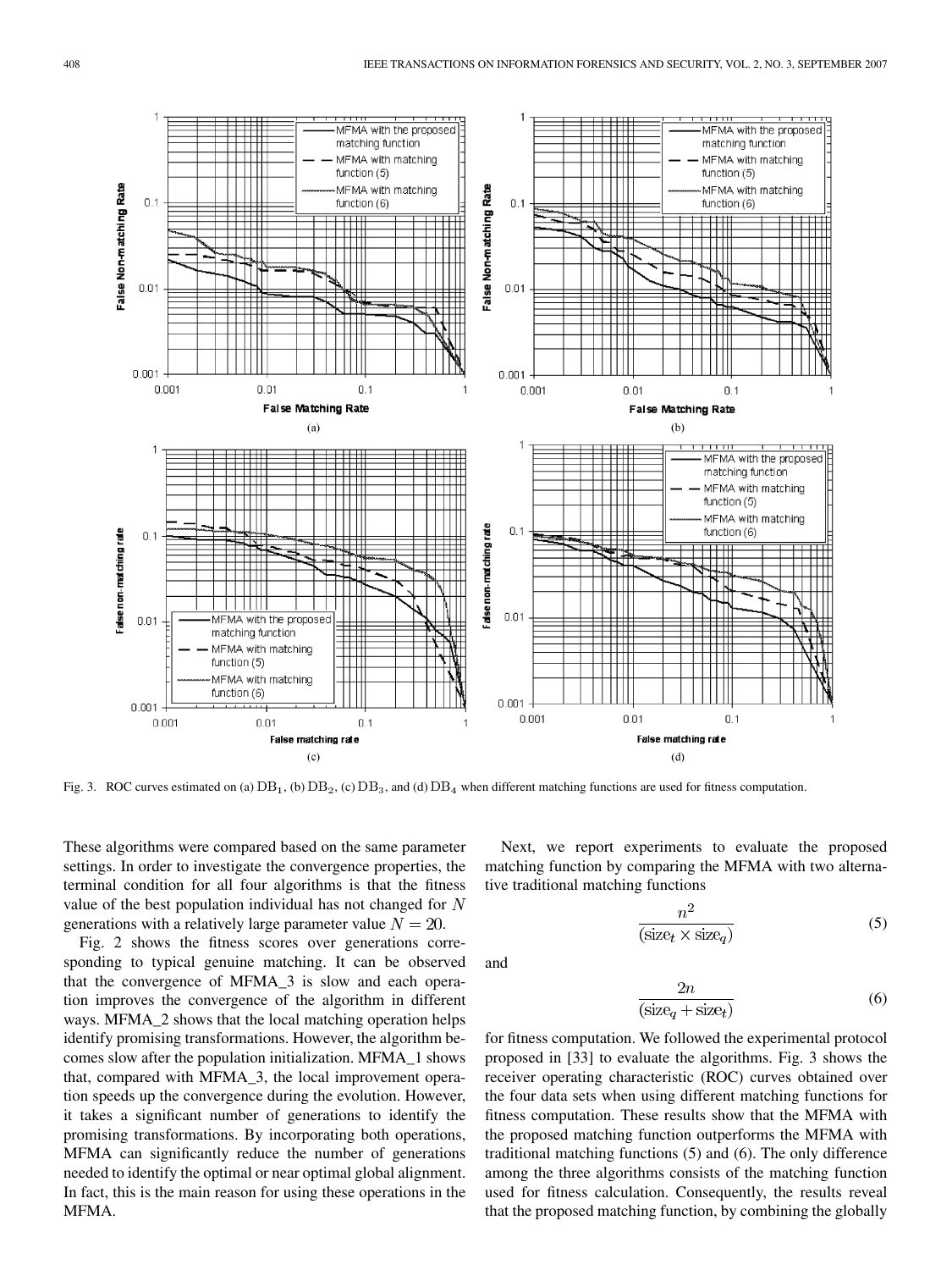Fig. 3. ROC curves estimated on (a) $\mathrm{DB}_1$, (b) $\mathrm{DB}_2$, (c) $\mathrm{DB}_3$, and (d) $\mathrm{DB}_4$ when different matching functions are used for fitness computation.

These algorithms were compared based on the same parameter settings. In order to investigate the convergence properties, the terminal condition for all four algorithms is that the fitness value of the best population individual has not changed for $N$ generations with a relatively large parameter value $N = 20$.

Fig. 2 shows the fitness scores over generations corresponding to typical genuine matching. It can be observed that the convergence of MFMA_3 is slow and each operation improves the convergence of the algorithm in different ways. MFMA_2 shows that the local matching operation helps identify promising transformations. However, the algorithm becomes slow after the population initialization. MFMA_1 shows that, compared with MFMA_3, the local improvement operation speeds up the convergence during the evolution. However, it takes a significant number of generations to identify the promising transformations. By incorporating both operations, MFMA can significantly reduce the number of generations needed to identify the optimal or near optimal global alignment. In fact, this is the main reason for using these operations in the MFMA.

Next, we report experiments to evaluate the proposed matching function by comparing the MFMA with two alternative traditional matching functions

$$\frac{n^2}{(\mathrm{size}_t \times \mathrm{size}_q)} \tag{5}$$

and

$$\frac{2n}{(\mathrm{size}_q + \mathrm{size}_t)} \tag{6}$$

for fitness computation. We followed the experimental protocol proposed in [33] to evaluate the algorithms. Fig. 3 shows the receiver operating characteristic (ROC) curves obtained over the four data sets when using different matching functions for fitness computation. These results show that the MFMA with the proposed matching function outperforms the MFMA with traditional matching functions (5) and (6). The only difference among the three algorithms consists of the matching function used for fitness calculation. Consequently, the results reveal that the proposed matching function, by combining the globally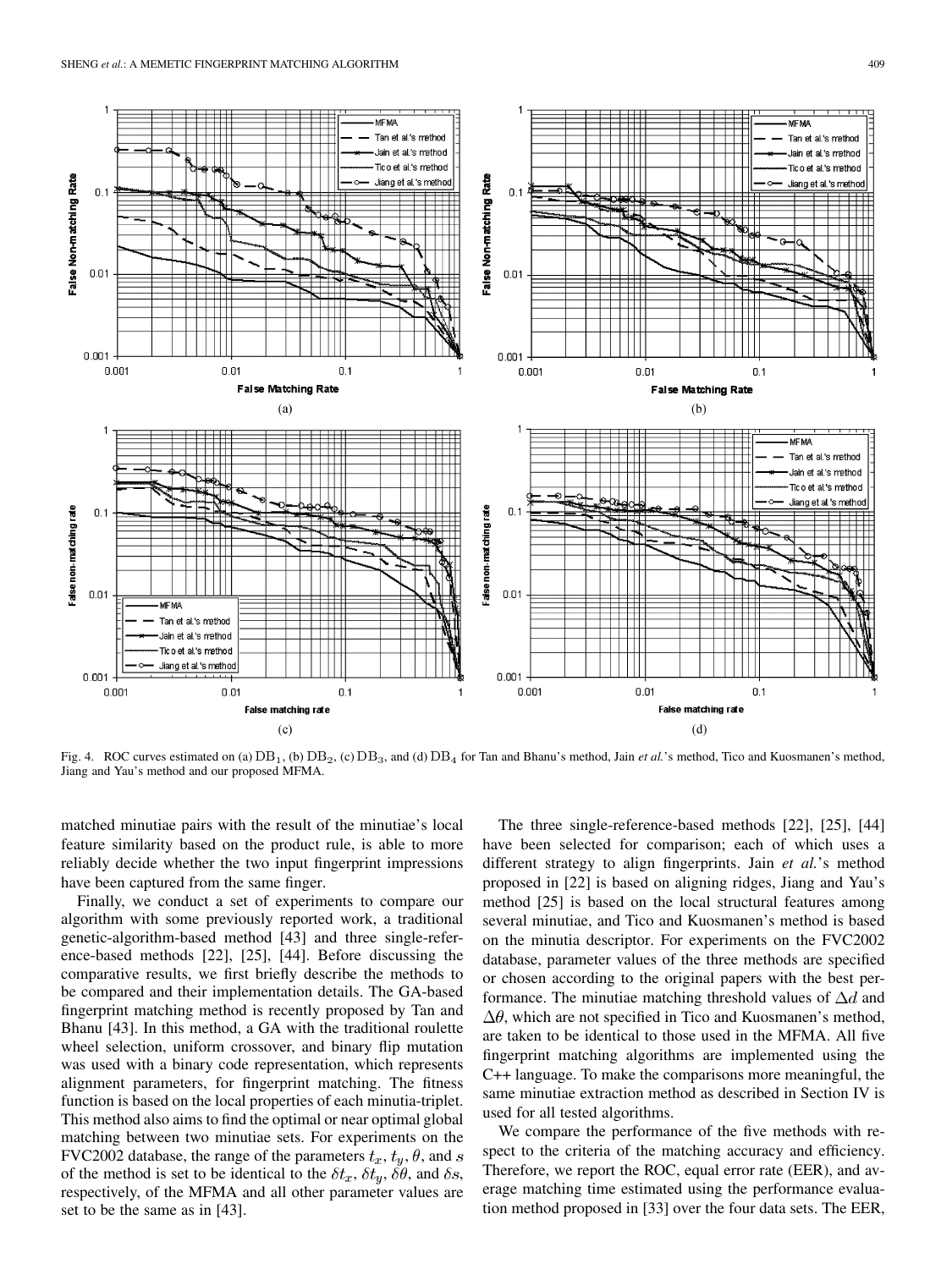Fig. 4. ROC curves estimated on (a) $DB_1$, (b) $DB_2$, (c) $DB_3$, and (d) $DB_4$ for Tan and Bhanu's method, Jain *et al.*'s method, Tico and Kuosmanen's method, Jiang and Yau's method and our proposed MFMA.

matched minutiae pairs with the result of the minutiae's local feature similarity based on the product rule, is able to more reliably decide whether the two input fingerprint impressions have been captured from the same finger.

Finally, we conduct a set of experiments to compare our algorithm with some previously reported work, a traditional genetic-algorithm-based method [43] and three single-reference-based methods [22], [25], [44]. Before discussing the comparative results, we first briefly describe the methods to be compared and their implementation details. The GA-based fingerprint matching method is recently proposed by Tan and Bhanu [43]. In this method, a GA with the traditional roulette wheel selection, uniform crossover, and binary flip mutation was used with a binary code representation, which represents alignment parameters, for fingerprint matching. The fitness function is based on the local properties of each minutia-triplet. This method also aims to find the optimal or near optimal global matching between two minutiae sets. For experiments on the FVC2002 database, the range of the parameters $t_x$, $t_y$, $\theta$, and $s$ of the method is set to be identical to the $\delta t_x$, $\delta t_y$, $\delta\theta$, and $\delta s$, respectively, of the MFMA and all other parameter values are set to be the same as in [43].

The three single-reference-based methods [22], [25], [44] have been selected for comparison; each of which uses a different strategy to align fingerprints. Jain *et al.*'s method proposed in [22] is based on aligning ridges, Jiang and Yau's method [25] is based on the local structural features among several minutiae, and Tico and Kuosmanen's method is based on the minutia descriptor. For experiments on the FVC2002 database, parameter values of the three methods are specified or chosen according to the original papers with the best performance. The minutiae matching threshold values of $\Delta d$ and $\Delta\theta$, which are not specified in Tico and Kuosmanen's method, are taken to be identical to those used in the MFMA. All five fingerprint matching algorithms are implemented using the C++ language. To make the comparisons more meaningful, the same minutiae extraction method as described in Section IV is used for all tested algorithms.

We compare the performance of the five methods with respect to the criteria of the matching accuracy and efficiency. Therefore, we report the ROC, equal error rate (EER), and average matching time estimated using the performance evaluation method proposed in [33] over the four data sets. The EER,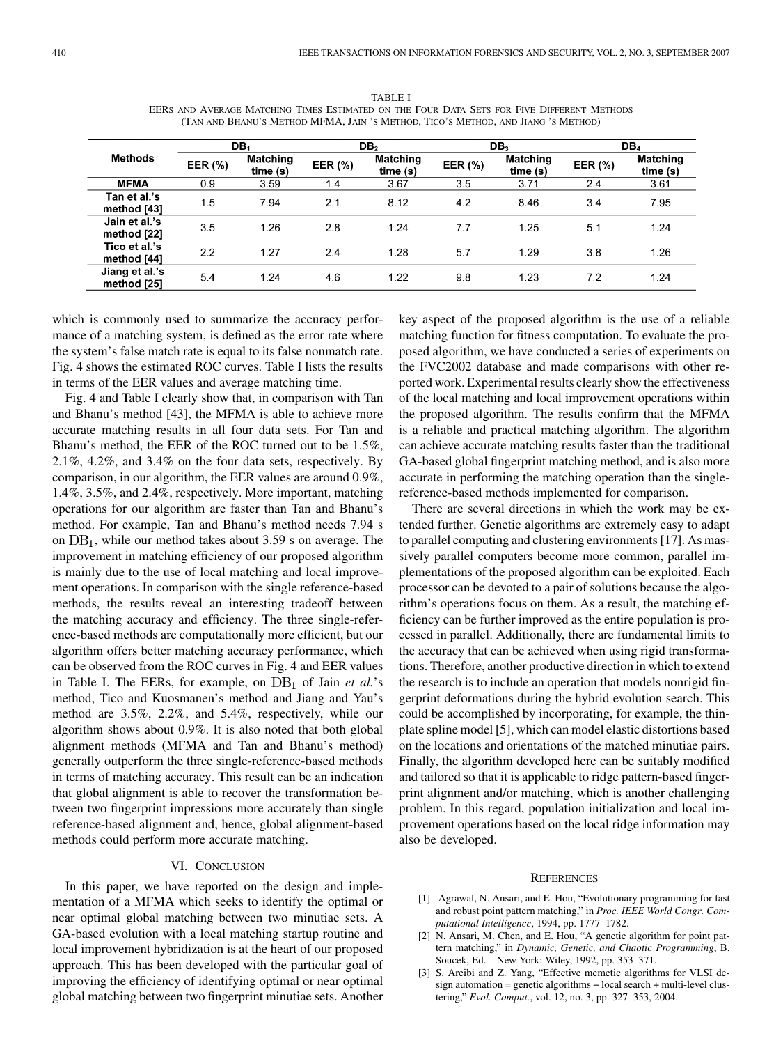TABLE I
EERS AND AVERAGE MATCHING TIMES ESTIMATED ON THE FOUR DATA SETS FOR FIVE DIFFERENT METHODS
(TAN AND BHANU'S METHOD MFMA, JAIN 'S METHOD, TICO'S METHOD, AND JIANG 'S METHOD)

| Methods | $DB_1$ | | $DB_2$ | | $DB_3$ | | $DB_4$ | |
|---|---|---|---|---|---|---|---|---|
| | EER (%) | Matching time (s) | EER (%) | Matching time (s) | EER (%) | Matching time (s) | EER (%) | Matching time (s) |
| MFMA | 0.9 | 3.59 | 1.4 | 3.67 | 3.5 | 3.71 | 2.4 | 3.61 |
| Tan et al.'s method [43] | 1.5 | 7.94 | 2.1 | 8.12 | 4.2 | 8.46 | 3.4 | 7.95 |
| Jain et al.'s method [22] | 3.5 | 1.26 | 2.8 | 1.24 | 7.7 | 1.25 | 5.1 | 1.24 |
| Tico et al.'s method [44] | 2.2 | 1.27 | 2.4 | 1.28 | 5.7 | 1.29 | 3.8 | 1.26 |
| Jiang et al.'s method [25] | 5.4 | 1.24 | 4.6 | 1.22 | 9.8 | 1.23 | 7.2 | 1.24 |

which is commonly used to summarize the accuracy performance of a matching system, is defined as the error rate where the system's false match rate is equal to its false nonmatch rate. Fig. 4 shows the estimated ROC curves. Table I lists the results in terms of the EER values and average matching time.

Fig. 4 and Table I clearly show that, in comparison with Tan and Bhanu's method [43], the MFMA is able to achieve more accurate matching results in all four data sets. For Tan and Bhanu's method, the EER of the ROC turned out to be 1.5%, 2.1%, 4.2%, and 3.4% on the four data sets, respectively. By comparison, in our algorithm, the EER values are around 0.9%, 1.4%, 3.5%, and 2.4%, respectively. More important, matching operations for our algorithm are faster than Tan and Bhanu's method. For example, Tan and Bhanu's method needs 7.94 s on $DB_1$, while our method takes about 3.59 s on average. The improvement in matching efficiency of our proposed algorithm is mainly due to the use of local matching and local improvement operations. In comparison with the single reference-based methods, the results reveal an interesting tradeoff between the matching accuracy and efficiency. The three single-reference-based methods are computationally more efficient, but our algorithm offers better matching accuracy performance, which can be observed from the ROC curves in Fig. 4 and EER values in Table I. The EERs, for example, on $DB_1$ of Jain *et al.*'s method, Tico and Kuosmanen's method and Jiang and Yau's method are 3.5%, 2.2%, and 5.4%, respectively, while our algorithm shows about 0.9%. It is also noted that both global alignment methods (MFMA and Tan and Bhanu's method) generally outperform the three single-reference-based methods in terms of matching accuracy. This result can be an indication that global alignment is able to recover the transformation between two fingerprint impressions more accurately than single reference-based alignment and, hence, global alignment-based methods could perform more accurate matching.

## VI. Conclusion

In this paper, we have reported on the design and implementation of a MFMA which seeks to identify the optimal or near optimal global matching between two minutiae sets. A GA-based evolution with a local matching startup routine and local improvement hybridization is at the heart of our proposed approach. This has been developed with the particular goal of improving the efficiency of identifying optimal or near optimal global matching between two fingerprint minutiae sets. Another key aspect of the proposed algorithm is the use of a reliable matching function for fitness computation. To evaluate the proposed algorithm, we have conducted a series of experiments on the FVC2002 database and made comparisons with other reported work. Experimental results clearly show the effectiveness of the local matching and local improvement operations within the proposed algorithm. The results confirm that the MFMA is a reliable and practical matching algorithm. The algorithm can achieve accurate matching results faster than the traditional GA-based global fingerprint matching method, and is also more accurate in performing the matching operation than the single-reference-based methods implemented for comparison.

There are several directions in which the work may be extended further. Genetic algorithms are extremely easy to adapt to parallel computing and clustering environments [17]. As massively parallel computers become more common, parallel implementations of the proposed algorithm can be exploited. Each processor can be devoted to a pair of solutions because the algorithm's operations focus on them. As a result, the matching efficiency can be further improved as the entire population is processed in parallel. Additionally, there are fundamental limits to the accuracy that can be achieved when using rigid transformations. Therefore, another productive direction in which to extend the research is to include an operation that models nonrigid fingerprint deformations during the hybrid evolution search. This could be accomplished by incorporating, for example, the thin-plate spline model [5], which can model elastic distortions based on the locations and orientations of the matched minutiae pairs. Finally, the algorithm developed here can be suitably modified and tailored so that it is applicable to ridge pattern-based fingerprint alignment and/or matching, which is another challenging problem. In this regard, population initialization and local improvement operations based on the local ridge information may also be developed.

## References

[1] Agrawal, N. Ansari, and E. Hou, "Evolutionary programming for fast and robust point pattern matching," in *Proc. IEEE World Congr. Computational Intelligence*, 1994, pp. 1777–1782.

[2] N. Ansari, M. Chen, and E. Hou, "A genetic algorithm for point pattern matching," in *Dynamic, Genetic, and Chaotic Programming*, B. Soucek, Ed. New York: Wiley, 1992, pp. 353–371.

[3] S. Areibi and Z. Yang, "Effective memetic algorithms for VLSI design automation = genetic algorithms + local search + multi-level clustering," *Evol. Comput.*, vol. 12, no. 3, pp. 327–353, 2004.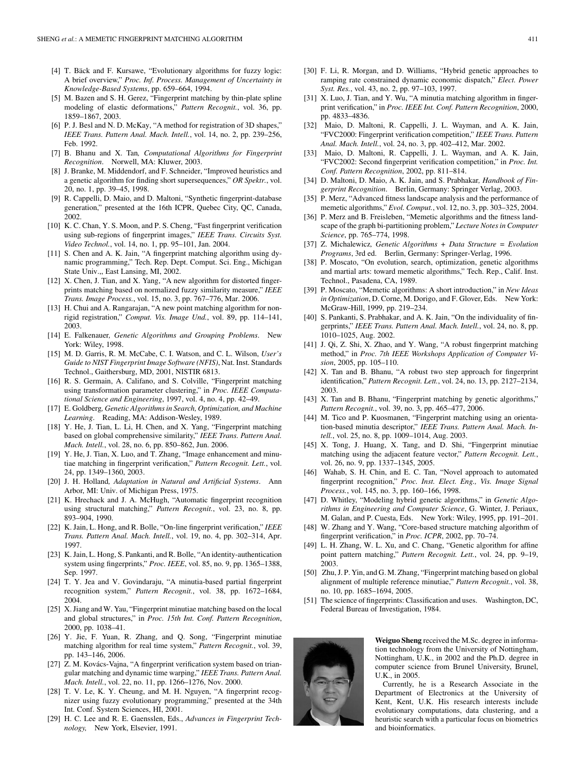[4] T. Bäck and F. Kursawe, "Evolutionary algorithms for fuzzy logic: A brief overview," *Proc. Inf. Process. Management of Uncertainty in Knowledge-Based Systems*, pp. 659–664, 1994.

[5] M. Bazen and S. H. Gerez, "Fingerprint matching by thin-plate spline modeling of elastic deformations," *Pattern Recognit.*, vol. 36, pp. 1859–1867, 2003.

[6] P. J. Besl and N. D. McKay, "A method for registration of 3D shapes," *IEEE Trans. Pattern Anal. Mach. Intell.*, vol. 14, no. 2, pp. 239–256, Feb. 1992.

[7] B. Bhanu and X. Tan, *Computational Algorithms for Fingerprint Recognition*. Norwell, MA: Kluwer, 2003.

[8] J. Branke, M. Middendorf, and F. Schneider, "Improved heuristics and a genetic algorithm for finding short supersequences," *OR Spektr.*, vol. 20, no. 1, pp. 39–45, 1998.

[9] R. Cappelli, D. Maio, and D. Maltoni, "Synthetic fingerprint-database generation," presented at the 16th ICPR, Quebec City, QC, Canada, 2002.

[10] K. C. Chan, Y. S. Moon, and P. S. Cheng, "Fast fingerprint verification using sub-regions of fingerprint images," *IEEE Trans. Circuits Syst. Video Technol.*, vol. 14, no. 1, pp. 95–101, Jan. 2004.

[11] S. Chen and A. K. Jain, "A fingerprint matching algorithm using dynamic programming," Tech. Rep. Dept. Comput. Sci. Eng., Michigan State Univ.,, East Lansing, MI, 2002.

[12] X. Chen, J. Tian, and X. Yang, "A new algorithm for distorted fingerprints matching based on normalized fuzzy similarity measure," *IEEE Trans. Image Process.*, vol. 15, no. 3, pp. 767–776, Mar. 2006.

[13] H. Chui and A. Rangarajan, "A new point matching algorithm for nonrigid registration," *Comput. Vis. Image Und.*, vol. 89, pp. 114–141, 2003.

[14] E. Falkenauer, *Genetic Algorithms and Grouping Problems*. New York: Wiley, 1998.

[15] M. D. Garris, R. M. McCabe, C. I. Watson, and C. L. Wilson, *User's Guide to NIST Fingerprint Image Software (NFIS)*, Nat. Inst. Standards Technol., Gaithersburg, MD, 2001, NISTIR 6813.

[16] R. S. Germain, A. Califano, and S. Colville, "Fingerprint matching using transformation parameter clustering," in *Proc. IEEE Computational Science and Engineering*, 1997, vol. 4, no. 4, pp. 42–49.

[17] E. Goldberg, *Genetic Algorithms in Search, Optimization, and Machine Learning*. Reading, MA: Addison-Wesley, 1989.

[18] Y. He, J. Tian, L. Li, H. Chen, and X. Yang, "Fingerprint matching based on global comprehensive similarity," *IEEE Trans. Pattern Anal. Mach. Intell.*, vol. 28, no. 6, pp. 850–862, Jun. 2006.

[19] Y. He, J. Tian, X. Luo, and T. Zhang, "Image enhancement and minutiae matching in fingerprint verification," *Pattern Recognit. Lett.*, vol. 24, pp. 1349–1360, 2003.

[20] J. H. Holland, *Adaptation in Natural and Artificial Systems*. Ann Arbor, MI: Univ. of Michigan Press, 1975.

[21] K. Hrechack and J. A. McHugh, "Automatic fingerprint recognition using structural matching," *Pattern Recognit.*, vol. 23, no. 8, pp. 893–904, 1990.

[22] K. Jain, L. Hong, and R. Bolle, "On-line fingerprint verification," *IEEE Trans. Pattern Anal. Mach. Intell.*, vol. 19, no. 4, pp. 302–314, Apr. 1997.

[23] K. Jain, L. Hong, S. Pankanti, and R. Bolle, "An identity-authentication system using fingerprints," *Proc. IEEE*, vol. 85, no. 9, pp. 1365–1388, Sep. 1997.

[24] T. Y. Jea and V. Govindaraju, "A minutia-based partial fingerprint recognition system," *Pattern Recognit.*, vol. 38, pp. 1672–1684, 2004.

[25] X. Jiang and W. Yau, "Fingerprint minutiae matching based on the local and global structures," in *Proc. 15th Int. Conf. Pattern Recognition*, 2000, pp. 1038–41.

[26] Y. Jie, F. Yuan, R. Zhang, and Q. Song, "Fingerprint minutiae matching algorithm for real time system," *Pattern Recognit.*, vol. 39, pp. 143–146, 2006.

[27] Z. M. Kovács-Vajna, "A fingerprint verification system based on triangular matching and dynamic time warping," *IEEE Trans. Pattern Anal. Mach. Intell.*, vol. 22, no. 11, pp. 1266–1276, Nov. 2000.

[28] T. V. Le, K. Y. Cheung, and M. H. Nguyen, "A fingerprint recognizer using fuzzy evolutionary programming," presented at the 34th Int. Conf. System Sciences, HI, 2001.

[29] H. C. Lee and R. E. Gaensslen, Eds., *Advances in Fingerprint Technology,* New York, Elsevier, 1991.

[30] F. Li, R. Morgan, and D. Williams, "Hybrid genetic approaches to ramping rate constrained dynamic economic dispatch," *Elect. Power Syst. Res.*, vol. 43, no. 2, pp. 97–103, 1997.

[31] X. Luo, J. Tian, and Y. Wu, "A minutia matching algorithm in fingerprint verification," in *Proc. IEEE Int. Conf. Pattern Recognition*, 2000, pp. 4833–4836.

[32] Maio, D. Maltoni, R. Cappelli, J. L. Wayman, and A. K. Jain, "FVC2000: Fingerprint verification competition," *IEEE Trans. Pattern Anal. Mach. Intell.*, vol. 24, no. 3, pp. 402–412, Mar. 2002.

[33] Maio, D. Maltoni, R. Cappelli, J. L. Wayman, and A. K. Jain, "FVC2002: Second fingerprint verification competition," in *Proc. Int. Conf. Pattern Recognition*, 2002, pp. 811–814.

[34] D. Maltoni, D. Maio, A. K. Jain, and S. Prabhakar, *Handbook of Fingerprint Recognition*. Berlin, Germany: Springer Verlag, 2003.

[35] P. Merz, "Advanced fitness landscape analysis and the performance of memetic algorithms," *Evol. Comput.*, vol. 12, no. 3, pp. 303–325, 2004.

[36] P. Merz and B. Freisleben, "Memetic algorithms and the fitness landscape of the graph bi-partitioning problem," *Lecture Notes in Computer Science*, pp. 765–774, 1998.

[37] Z. Michalewicz, *Genetic Algorithms + Data Structure = Evolution Programs*, 3rd ed. Berlin, Germany: Springer-Verlag, 1996.

[38] P. Moscato, "On evolution, search, optimization, genetic algorithms and martial arts: toward memetic algorithms," Tech. Rep., Calif. Inst. Technol., Pasadena, CA, 1989.

[39] P. Moscato, "Memetic algorithms: A short introduction," in *New Ideas in Optimization*, D. Corne, M. Dorigo, and F. Glover, Eds. New York: McGraw-Hill, 1999, pp. 219–234.

[40] S. Pankanti, S. Prabhakar, and A. K. Jain, "On the individuality of fingerprints," *IEEE Trans. Pattern Anal. Mach. Intell.*, vol. 24, no. 8, pp. 1010–1025, Aug. 2002.

[41] J. Qi, Z. Shi, X. Zhao, and Y. Wang, "A robust fingerprint matching method," in *Proc. 7th IEEE Workshops Application of Computer Vision*, 2005, pp. 105–110.

[42] X. Tan and B. Bhanu, "A robust two step approach for fingerprint identification," *Pattern Recognit. Lett.*, vol. 24, no. 13, pp. 2127–2134, 2003.

[43] X. Tan and B. Bhanu, "Fingerprint matching by genetic algorithms," *Pattern Recognit.*, vol. 39, no. 3, pp. 465–477, 2006.

[44] M. Tico and P. Kuosmanen, "Fingerprint matching using an orientation-based minutia descriptor," *IEEE Trans. Pattern Anal. Mach. Intell.*, vol. 25, no. 8, pp. 1009–1014, Aug. 2003.

[45] X. Tong, J. Huang, X. Tang, and D. Shi, "Fingerprint minutiae matching using the adjacent feature vector," *Pattern Recognit. Lett.*, vol. 26, no. 9, pp. 1337–1345, 2005.

[46] Wahab, S. H. Chin, and E. C. Tan, "Novel approach to automated fingerprint recognition," *Proc. Inst. Elect. Eng., Vis. Image Signal Process.*, vol. 145, no. 3, pp. 160–166, 1998.

[47] D. Whitley, "Modeling hybrid genetic algorithms," in *Genetic Algorithms in Engineering and Computer Science*, G. Winter, J. Periaux, M. Galan, and P. Cuesta, Eds. New York: Wiley, 1995, pp. 191–201.

[48] W. Zhang and Y. Wang, "Core-based structure matching algorithm of fingerprint verification," in *Proc. ICPR*, 2002, pp. 70–74.

[49] L. H. Zhang, W. L. Xu, and C. Chang, "Genetic algorithm for affine point pattern matching," *Pattern Recognit. Lett.*, vol. 24, pp. 9–19, 2003.

[50] Zhu, J. P. Yin, and G. M. Zhang, "Fingerprint matching based on global alignment of multiple reference minutiae," *Pattern Recognit.*, vol. 38, no. 10, pp. 1685–1694, 2005.

[51] The science of fingerprints: Classification and uses. Washington, DC, Federal Bureau of Investigation, 1984.

**Weiguo Sheng** received the M.Sc. degree in information technology from the University of Nottingham, Nottingham, U.K., in 2002 and the Ph.D. degree in computer science from Brunel University, Brunel, U.K., in 2005.

Currently, he is a Research Associate in the Department of Electronics at the University of Kent, Kent, U.K. His research interests include evolutionary computations, data clustering, and a heuristic search with a particular focus on biometrics and bioinformatics.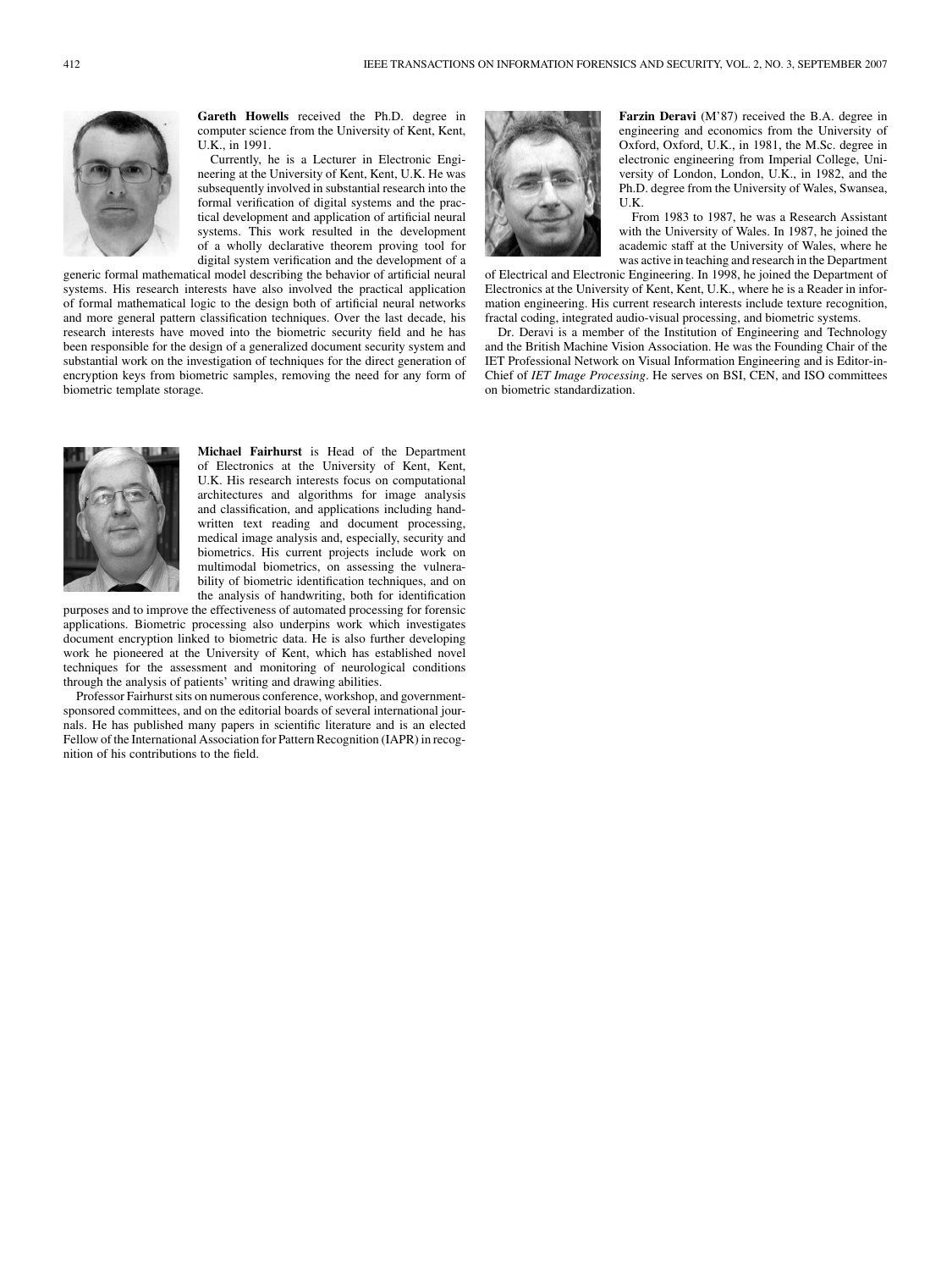**Gareth Howells** received the Ph.D. degree in computer science from the University of Kent, Kent, U.K., in 1991.

Currently, he is a Lecturer in Electronic Engineering at the University of Kent, Kent, U.K. He was subsequently involved in substantial research into the formal verification of digital systems and the practical development and application of artificial neural systems. This work resulted in the development of a wholly declarative theorem proving tool for digital system verification and the development of a generic formal mathematical model describing the behavior of artificial neural systems. His research interests have also involved the practical application of formal mathematical logic to the design both of artificial neural networks and more general pattern classification techniques. Over the last decade, his research interests have moved into the biometric security field and he has been responsible for the design of a generalized document security system and substantial work on the investigation of techniques for the direct generation of encryption keys from biometric samples, removing the need for any form of biometric template storage.

**Michael Fairhurst** is Head of the Department of Electronics at the University of Kent, Kent, U.K. His research interests focus on computational architectures and algorithms for image analysis and classification, and applications including handwritten text reading and document processing, medical image analysis and, especially, security and biometrics. His current projects include work on multimodal biometrics, on assessing the vulnerability of biometric identification techniques, and on the analysis of handwriting, both for identification purposes and to improve the effectiveness of automated processing for forensic applications. Biometric processing also underpins work which investigates document encryption linked to biometric data. He is also further developing work he pioneered at the University of Kent, which has established novel techniques for the assessment and monitoring of neurological conditions through the analysis of patients' writing and drawing abilities.

Professor Fairhurst sits on numerous conference, workshop, and government-sponsored committees, and on the editorial boards of several international journals. He has published many papers in scientific literature and is an elected Fellow of the International Association for Pattern Recognition (IAPR) in recognition of his contributions to the field.

**Farzin Deravi** (M'87) received the B.A. degree in engineering and economics from the University of Oxford, Oxford, U.K., in 1981, the M.Sc. degree in electronic engineering from Imperial College, University of London, London, U.K., in 1982, and the Ph.D. degree from the University of Wales, Swansea, U.K.

From 1983 to 1987, he was a Research Assistant with the University of Wales. In 1987, he joined the academic staff at the University of Wales, where he was active in teaching and research in the Department of Electrical and Electronic Engineering. In 1998, he joined the Department of Electronics at the University of Kent, Kent, U.K., where he is a Reader in information engineering. His current research interests include texture recognition, fractal coding, integrated audio-visual processing, and biometric systems.

Dr. Deravi is a member of the Institution of Engineering and Technology and the British Machine Vision Association. He was the Founding Chair of the IET Professional Network on Visual Information Engineering and is Editor-in-Chief of *IET Image Processing*. He serves on BSI, CEN, and ISO committees on biometric standardization.